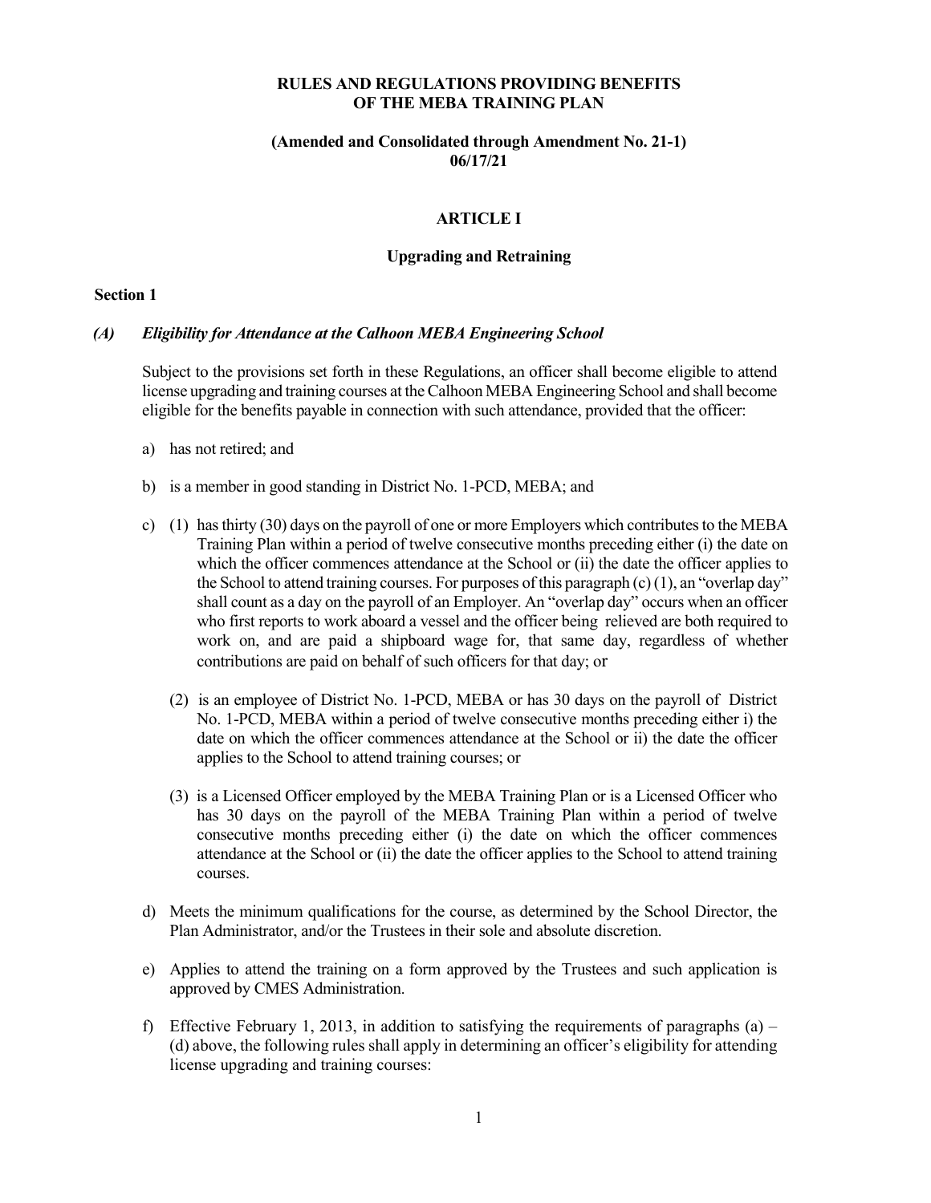**RULES AND REGULATIONS PROVIDING BENEFITS OF THE MEBA TRAINING PLAN**

**(Amended and Consolidated through Amendment No. 21-1) 06/17/21**

# ARTICLE I

## Upgrading and Retraining

### Section 1

#### *(A) Eligibility for Attendance at the Calhoon MEBA Engineering School*

Subject to the provisions set forth in these Regulations, an officer shall become eligible to attend license upgrading and training courses at the Calhoon MEBA Engineering School and shall become eligible for the benefits payable in connection with such attendance, provided that the officer:

a) has not retired; and

b) is a member in good standing in District No. 1-PCD, MEBA; and

c) (1) has thirty (30) days on the payroll of one or more Employers which contributes to the MEBA Training Plan within a period of twelve consecutive months preceding either (i) the date on which the officer commences attendance at the School or (ii) the date the officer applies to the School to attend training courses. For purposes of this paragraph (c) (1), an "overlap day" shall count as a day on the payroll of an Employer. An "overlap day" occurs when an officer who first reports to work aboard a vessel and the officer being relieved are both required to work on, and are paid a shipboard wage for, that same day, regardless of whether contributions are paid on behalf of such officers for that day; or

   (2) is an employee of District No. 1-PCD, MEBA or has 30 days on the payroll of District No. 1-PCD, MEBA within a period of twelve consecutive months preceding either i) the date on which the officer commences attendance at the School or ii) the date the officer applies to the School to attend training courses; or

   (3) is a Licensed Officer employed by the MEBA Training Plan or is a Licensed Officer who has 30 days on the payroll of the MEBA Training Plan within a period of twelve consecutive months preceding either (i) the date on which the officer commences attendance at the School or (ii) the date the officer applies to the School to attend training courses.

d) Meets the minimum qualifications for the course, as determined by the School Director, the Plan Administrator, and/or the Trustees in their sole and absolute discretion.

e) Applies to attend the training on a form approved by the Trustees and such application is approved by CMES Administration.

f) Effective February 1, 2013, in addition to satisfying the requirements of paragraphs (a) – (d) above, the following rules shall apply in determining an officer's eligibility for attending license upgrading and training courses: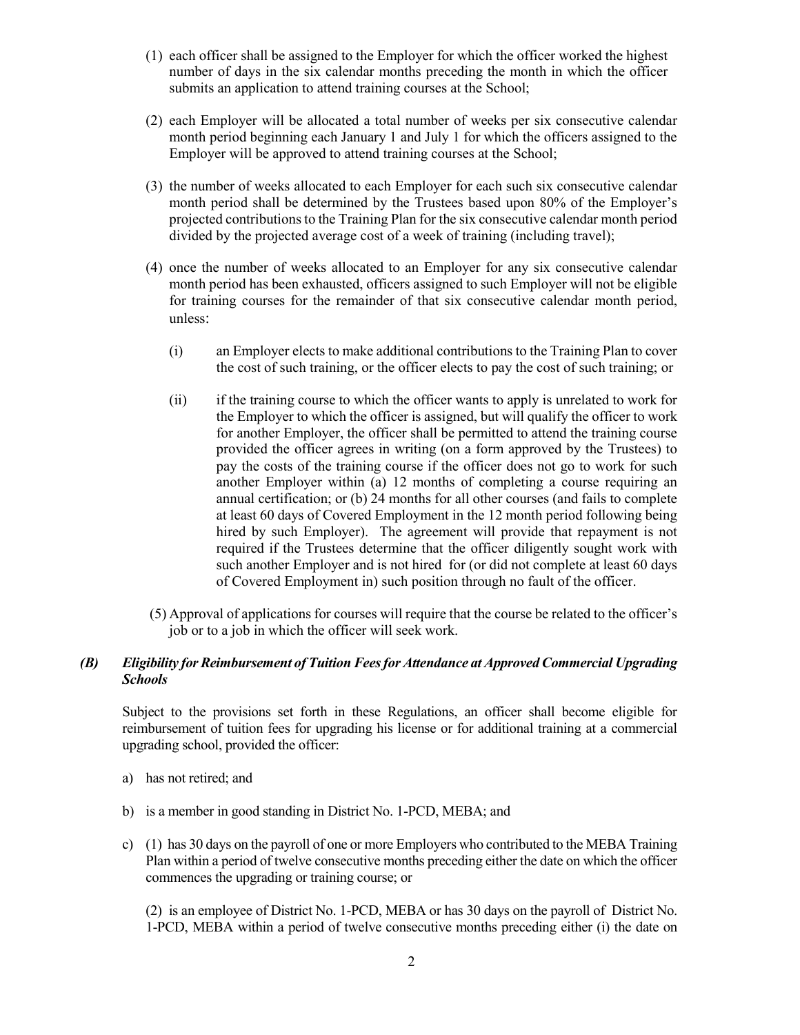(1) each officer shall be assigned to the Employer for which the officer worked the highest number of days in the six calendar months preceding the month in which the officer submits an application to attend training courses at the School;

(2) each Employer will be allocated a total number of weeks per six consecutive calendar month period beginning each January 1 and July 1 for which the officers assigned to the Employer will be approved to attend training courses at the School;

(3) the number of weeks allocated to each Employer for each such six consecutive calendar month period shall be determined by the Trustees based upon 80% of the Employer's projected contributions to the Training Plan for the six consecutive calendar month period divided by the projected average cost of a week of training (including travel);

(4) once the number of weeks allocated to an Employer for any six consecutive calendar month period has been exhausted, officers assigned to such Employer will not be eligible for training courses for the remainder of that six consecutive calendar month period, unless:

(i) an Employer elects to make additional contributions to the Training Plan to cover the cost of such training, or the officer elects to pay the cost of such training; or

(ii) if the training course to which the officer wants to apply is unrelated to work for the Employer to which the officer is assigned, but will qualify the officer to work for another Employer, the officer shall be permitted to attend the training course provided the officer agrees in writing (on a form approved by the Trustees) to pay the costs of the training course if the officer does not go to work for such another Employer within (a) 12 months of completing a course requiring an annual certification; or (b) 24 months for all other courses (and fails to complete at least 60 days of Covered Employment in the 12 month period following being hired by such Employer). The agreement will provide that repayment is not required if the Trustees determine that the officer diligently sought work with such another Employer and is not hired for (or did not complete at least 60 days of Covered Employment in) such position through no fault of the officer.

(5) Approval of applications for courses will require that the course be related to the officer's job or to a job in which the officer will seek work.

### *(B) Eligibility for Reimbursement of Tuition Fees for Attendance at Approved Commercial Upgrading Schools*

Subject to the provisions set forth in these Regulations, an officer shall become eligible for reimbursement of tuition fees for upgrading his license or for additional training at a commercial upgrading school, provided the officer:

a) has not retired; and

b) is a member in good standing in District No. 1-PCD, MEBA; and

c) (1) has 30 days on the payroll of one or more Employers who contributed to the MEBA Training Plan within a period of twelve consecutive months preceding either the date on which the officer commences the upgrading or training course; or

(2) is an employee of District No. 1-PCD, MEBA or has 30 days on the payroll of District No. 1-PCD, MEBA within a period of twelve consecutive months preceding either (i) the date on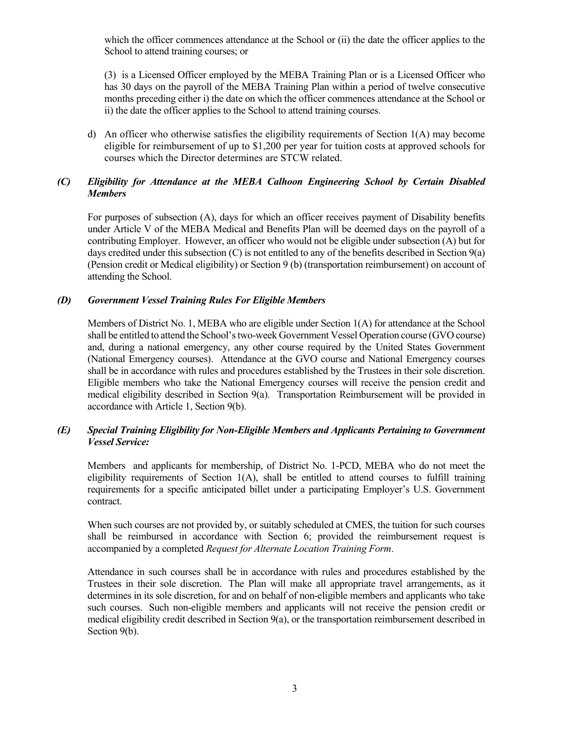which the officer commences attendance at the School or (ii) the date the officer applies to the School to attend training courses; or

(3) is a Licensed Officer employed by the MEBA Training Plan or is a Licensed Officer who has 30 days on the payroll of the MEBA Training Plan within a period of twelve consecutive months preceding either i) the date on which the officer commences attendance at the School or ii) the date the officer applies to the School to attend training courses.

d) An officer who otherwise satisfies the eligibility requirements of Section 1(A) may become eligible for reimbursement of up to $1,200 per year for tuition costs at approved schools for courses which the Director determines are STCW related.

### *(C) Eligibility for Attendance at the MEBA Calhoon Engineering School by Certain Disabled Members*

For purposes of subsection (A), days for which an officer receives payment of Disability benefits under Article V of the MEBA Medical and Benefits Plan will be deemed days on the payroll of a contributing Employer. However, an officer who would not be eligible under subsection (A) but for days credited under this subsection (C) is not entitled to any of the benefits described in Section 9(a) (Pension credit or Medical eligibility) or Section 9 (b) (transportation reimbursement) on account of attending the School.

### *(D) Government Vessel Training Rules For Eligible Members*

Members of District No. 1, MEBA who are eligible under Section 1(A) for attendance at the School shall be entitled to attend the School's two-week Government Vessel Operation course (GVO course) and, during a national emergency, any other course required by the United States Government (National Emergency courses). Attendance at the GVO course and National Emergency courses shall be in accordance with rules and procedures established by the Trustees in their sole discretion. Eligible members who take the National Emergency courses will receive the pension credit and medical eligibility described in Section 9(a). Transportation Reimbursement will be provided in accordance with Article 1, Section 9(b).

### *(E) Special Training Eligibility for Non-Eligible Members and Applicants Pertaining to Government Vessel Service:*

Members and applicants for membership, of District No. 1-PCD, MEBA who do not meet the eligibility requirements of Section 1(A), shall be entitled to attend courses to fulfill training requirements for a specific anticipated billet under a participating Employer's U.S. Government contract.

When such courses are not provided by, or suitably scheduled at CMES, the tuition for such courses shall be reimbursed in accordance with Section 6; provided the reimbursement request is accompanied by a completed *Request for Alternate Location Training Form*.

Attendance in such courses shall be in accordance with rules and procedures established by the Trustees in their sole discretion. The Plan will make all appropriate travel arrangements, as it determines in its sole discretion, for and on behalf of non-eligible members and applicants who take such courses. Such non-eligible members and applicants will not receive the pension credit or medical eligibility credit described in Section 9(a), or the transportation reimbursement described in Section 9(b).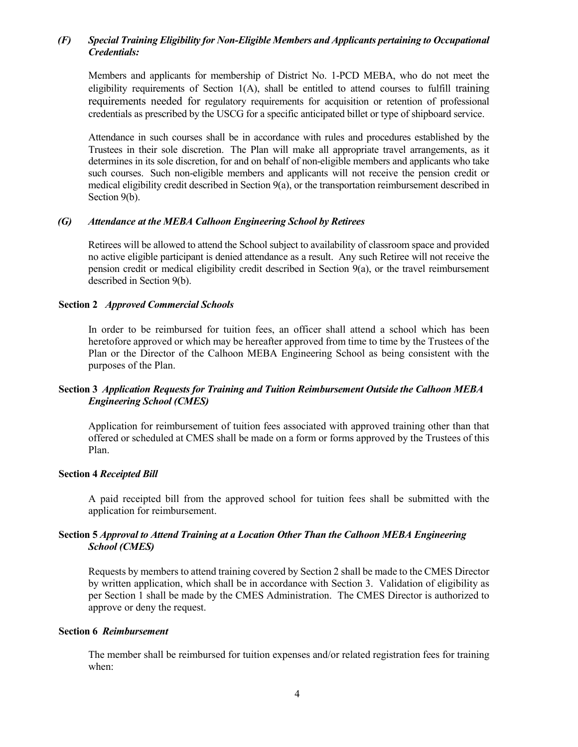### *(F) Special Training Eligibility for Non-Eligible Members and Applicants pertaining to Occupational Credentials:*

Members and applicants for membership of District No. 1-PCD MEBA, who do not meet the eligibility requirements of Section 1(A), shall be entitled to attend courses to fulfill training requirements needed for regulatory requirements for acquisition or retention of professional credentials as prescribed by the USCG for a specific anticipated billet or type of shipboard service.

Attendance in such courses shall be in accordance with rules and procedures established by the Trustees in their sole discretion. The Plan will make all appropriate travel arrangements, as it determines in its sole discretion, for and on behalf of non-eligible members and applicants who take such courses. Such non-eligible members and applicants will not receive the pension credit or medical eligibility credit described in Section 9(a), or the transportation reimbursement described in Section 9(b).

### *(G) Attendance at the MEBA Calhoon Engineering School by Retirees*

Retirees will be allowed to attend the School subject to availability of classroom space and provided no active eligible participant is denied attendance as a result. Any such Retiree will not receive the pension credit or medical eligibility credit described in Section 9(a), or the travel reimbursement described in Section 9(b).

### **Section 2** *Approved Commercial Schools*

In order to be reimbursed for tuition fees, an officer shall attend a school which has been heretofore approved or which may be hereafter approved from time to time by the Trustees of the Plan or the Director of the Calhoon MEBA Engineering School as being consistent with the purposes of the Plan.

### **Section 3** *Application Requests for Training and Tuition Reimbursement Outside the Calhoon MEBA Engineering School (CMES)*

Application for reimbursement of tuition fees associated with approved training other than that offered or scheduled at CMES shall be made on a form or forms approved by the Trustees of this Plan.

### **Section 4** *Receipted Bill*

A paid receipted bill from the approved school for tuition fees shall be submitted with the application for reimbursement.

### **Section 5** *Approval to Attend Training at a Location Other Than the Calhoon MEBA Engineering School (CMES)*

Requests by members to attend training covered by Section 2 shall be made to the CMES Director by written application, which shall be in accordance with Section 3. Validation of eligibility as per Section 1 shall be made by the CMES Administration. The CMES Director is authorized to approve or deny the request.

### **Section 6** *Reimbursement*

The member shall be reimbursed for tuition expenses and/or related registration fees for training when: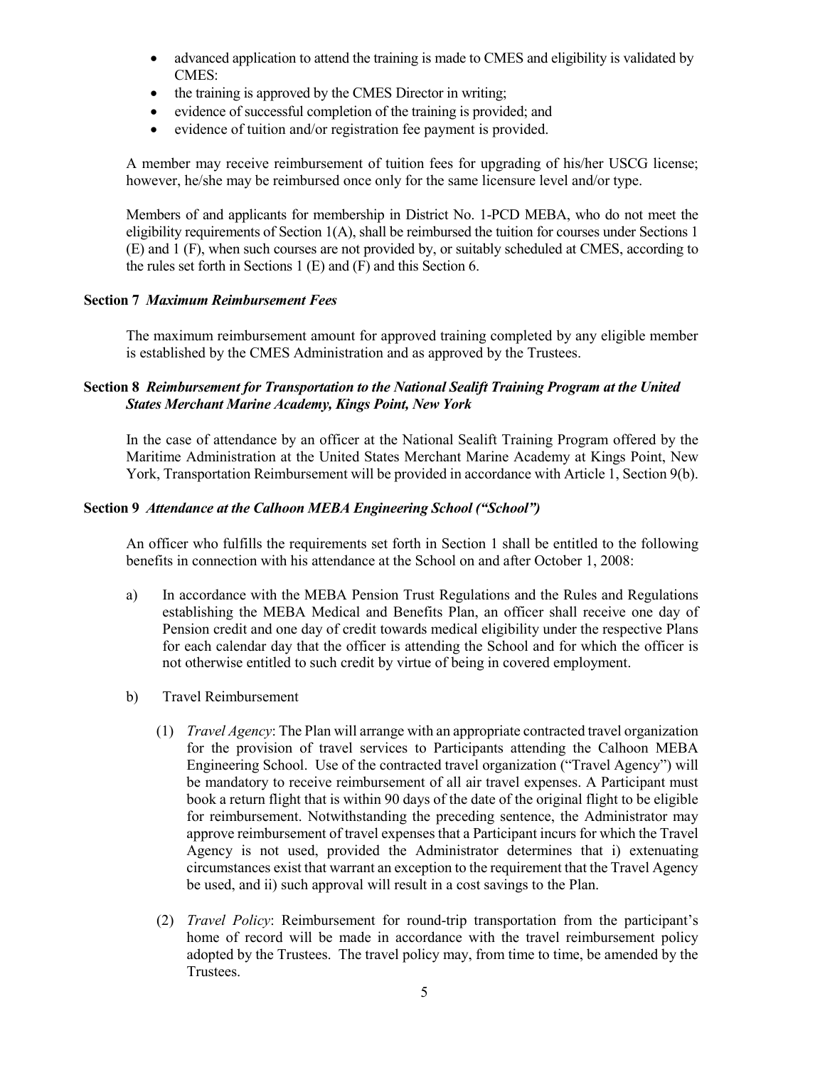- advanced application to attend the training is made to CMES and eligibility is validated by CMES:
- the training is approved by the CMES Director in writing;
- evidence of successful completion of the training is provided; and
- evidence of tuition and/or registration fee payment is provided.

A member may receive reimbursement of tuition fees for upgrading of his/her USCG license; however, he/she may be reimbursed once only for the same licensure level and/or type.

Members of and applicants for membership in District No. 1-PCD MEBA, who do not meet the eligibility requirements of Section 1(A), shall be reimbursed the tuition for courses under Sections 1 (E) and 1 (F), when such courses are not provided by, or suitably scheduled at CMES, according to the rules set forth in Sections 1 (E) and (F) and this Section 6.

**Section 7** ***Maximum Reimbursement Fees***

The maximum reimbursement amount for approved training completed by any eligible member is established by the CMES Administration and as approved by the Trustees.

**Section 8** ***Reimbursement for Transportation to the National Sealift Training Program at the United States Merchant Marine Academy, Kings Point, New York***

In the case of attendance by an officer at the National Sealift Training Program offered by the Maritime Administration at the United States Merchant Marine Academy at Kings Point, New York, Transportation Reimbursement will be provided in accordance with Article 1, Section 9(b).

**Section 9** ***Attendance at the Calhoon MEBA Engineering School ("School")***

An officer who fulfills the requirements set forth in Section 1 shall be entitled to the following benefits in connection with his attendance at the School on and after October 1, 2008:

a) In accordance with the MEBA Pension Trust Regulations and the Rules and Regulations establishing the MEBA Medical and Benefits Plan, an officer shall receive one day of Pension credit and one day of credit towards medical eligibility under the respective Plans for each calendar day that the officer is attending the School and for which the officer is not otherwise entitled to such credit by virtue of being in covered employment.

b) Travel Reimbursement

(1) *Travel Agency*: The Plan will arrange with an appropriate contracted travel organization for the provision of travel services to Participants attending the Calhoon MEBA Engineering School. Use of the contracted travel organization ("Travel Agency") will be mandatory to receive reimbursement of all air travel expenses. A Participant must book a return flight that is within 90 days of the date of the original flight to be eligible for reimbursement. Notwithstanding the preceding sentence, the Administrator may approve reimbursement of travel expenses that a Participant incurs for which the Travel Agency is not used, provided the Administrator determines that i) extenuating circumstances exist that warrant an exception to the requirement that the Travel Agency be used, and ii) such approval will result in a cost savings to the Plan.

(2) *Travel Policy*: Reimbursement for round-trip transportation from the participant's home of record will be made in accordance with the travel reimbursement policy adopted by the Trustees. The travel policy may, from time to time, be amended by the Trustees.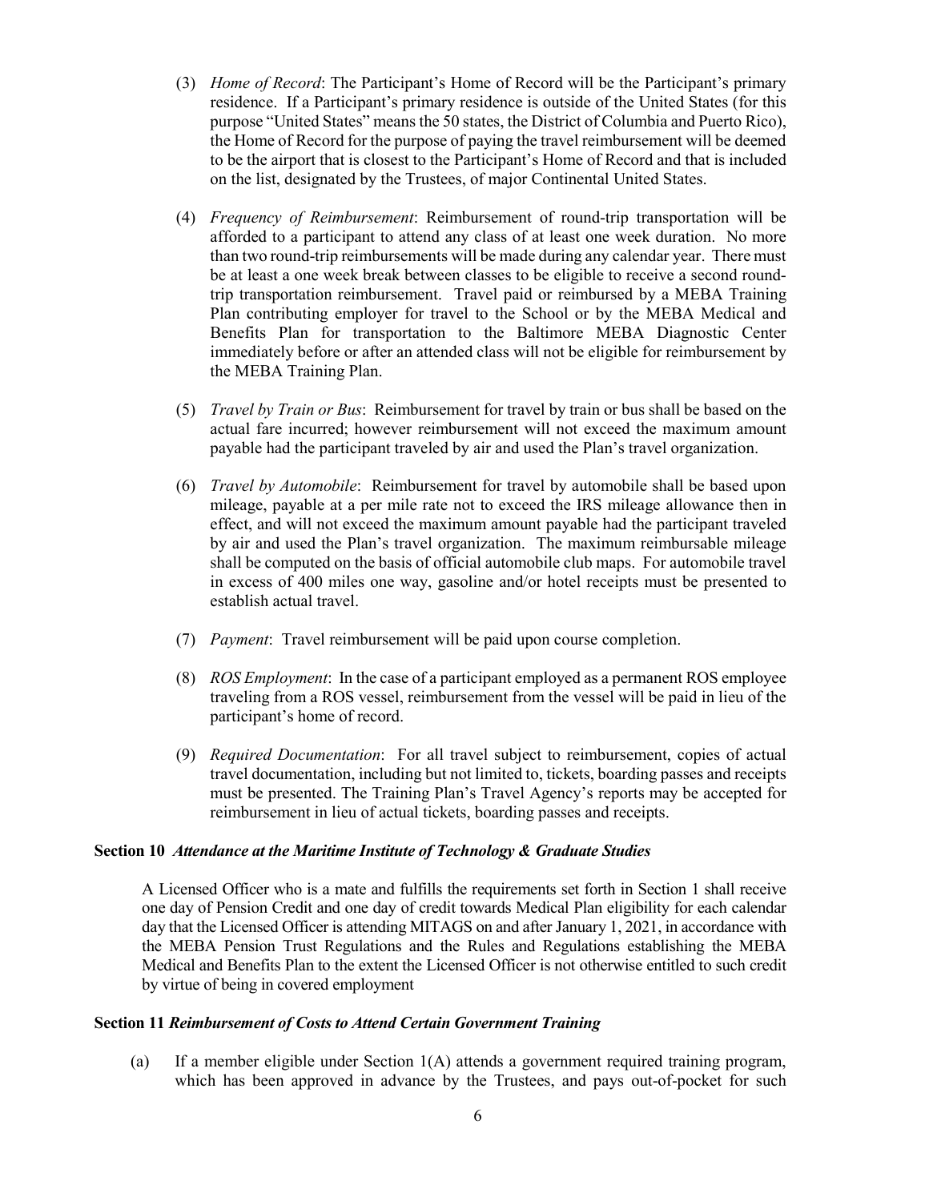(3) *Home of Record*: The Participant's Home of Record will be the Participant's primary residence. If a Participant's primary residence is outside of the United States (for this purpose "United States" means the 50 states, the District of Columbia and Puerto Rico), the Home of Record for the purpose of paying the travel reimbursement will be deemed to be the airport that is closest to the Participant's Home of Record and that is included on the list, designated by the Trustees, of major Continental United States.

(4) *Frequency of Reimbursement*: Reimbursement of round-trip transportation will be afforded to a participant to attend any class of at least one week duration. No more than two round-trip reimbursements will be made during any calendar year. There must be at least a one week break between classes to be eligible to receive a second round-trip transportation reimbursement. Travel paid or reimbursed by a MEBA Training Plan contributing employer for travel to the School or by the MEBA Medical and Benefits Plan for transportation to the Baltimore MEBA Diagnostic Center immediately before or after an attended class will not be eligible for reimbursement by the MEBA Training Plan.

(5) *Travel by Train or Bus*: Reimbursement for travel by train or bus shall be based on the actual fare incurred; however reimbursement will not exceed the maximum amount payable had the participant traveled by air and used the Plan's travel organization.

(6) *Travel by Automobile*: Reimbursement for travel by automobile shall be based upon mileage, payable at a per mile rate not to exceed the IRS mileage allowance then in effect, and will not exceed the maximum amount payable had the participant traveled by air and used the Plan's travel organization. The maximum reimbursable mileage shall be computed on the basis of official automobile club maps. For automobile travel in excess of 400 miles one way, gasoline and/or hotel receipts must be presented to establish actual travel.

(7) *Payment*: Travel reimbursement will be paid upon course completion.

(8) *ROS Employment*: In the case of a participant employed as a permanent ROS employee traveling from a ROS vessel, reimbursement from the vessel will be paid in lieu of the participant's home of record.

(9) *Required Documentation*: For all travel subject to reimbursement, copies of actual travel documentation, including but not limited to, tickets, boarding passes and receipts must be presented. The Training Plan's Travel Agency's reports may be accepted for reimbursement in lieu of actual tickets, boarding passes and receipts.

**Section 10** ***Attendance at the Maritime Institute of Technology & Graduate Studies***

A Licensed Officer who is a mate and fulfills the requirements set forth in Section 1 shall receive one day of Pension Credit and one day of credit towards Medical Plan eligibility for each calendar day that the Licensed Officer is attending MITAGS on and after January 1, 2021, in accordance with the MEBA Pension Trust Regulations and the Rules and Regulations establishing the MEBA Medical and Benefits Plan to the extent the Licensed Officer is not otherwise entitled to such credit by virtue of being in covered employment

**Section 11** ***Reimbursement of Costs to Attend Certain Government Training***

(a) If a member eligible under Section 1(A) attends a government required training program, which has been approved in advance by the Trustees, and pays out-of-pocket for such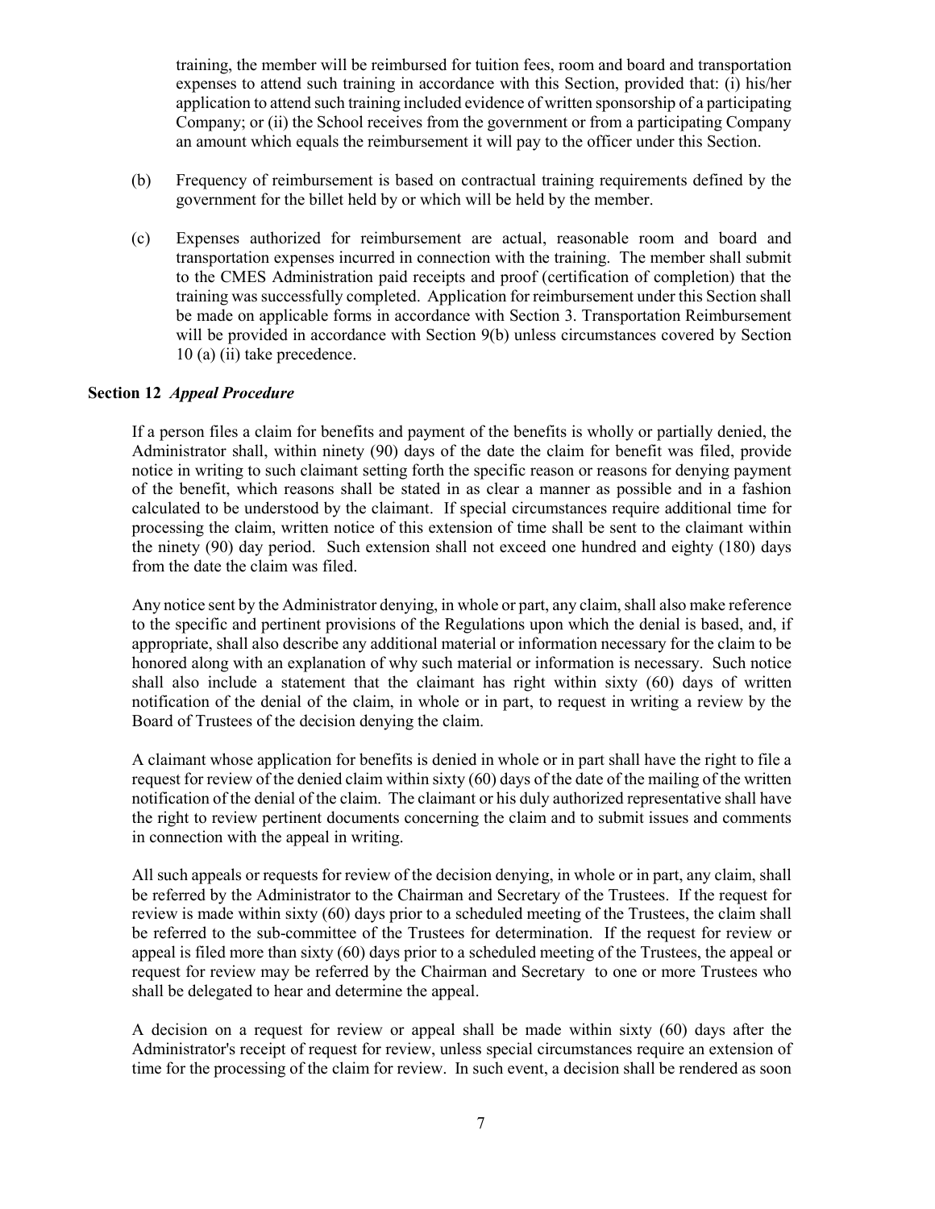training, the member will be reimbursed for tuition fees, room and board and transportation expenses to attend such training in accordance with this Section, provided that: (i) his/her application to attend such training included evidence of written sponsorship of a participating Company; or (ii) the School receives from the government or from a participating Company an amount which equals the reimbursement it will pay to the officer under this Section.

(b) Frequency of reimbursement is based on contractual training requirements defined by the government for the billet held by or which will be held by the member.

(c) Expenses authorized for reimbursement are actual, reasonable room and board and transportation expenses incurred in connection with the training. The member shall submit to the CMES Administration paid receipts and proof (certification of completion) that the training was successfully completed. Application for reimbursement under this Section shall be made on applicable forms in accordance with Section 3. Transportation Reimbursement will be provided in accordance with Section 9(b) unless circumstances covered by Section 10 (a) (ii) take precedence.

**Section 12** ***Appeal Procedure***

If a person files a claim for benefits and payment of the benefits is wholly or partially denied, the Administrator shall, within ninety (90) days of the date the claim for benefit was filed, provide notice in writing to such claimant setting forth the specific reason or reasons for denying payment of the benefit, which reasons shall be stated in as clear a manner as possible and in a fashion calculated to be understood by the claimant. If special circumstances require additional time for processing the claim, written notice of this extension of time shall be sent to the claimant within the ninety (90) day period. Such extension shall not exceed one hundred and eighty (180) days from the date the claim was filed.

Any notice sent by the Administrator denying, in whole or part, any claim, shall also make reference to the specific and pertinent provisions of the Regulations upon which the denial is based, and, if appropriate, shall also describe any additional material or information necessary for the claim to be honored along with an explanation of why such material or information is necessary. Such notice shall also include a statement that the claimant has right within sixty (60) days of written notification of the denial of the claim, in whole or in part, to request in writing a review by the Board of Trustees of the decision denying the claim.

A claimant whose application for benefits is denied in whole or in part shall have the right to file a request for review of the denied claim within sixty (60) days of the date of the mailing of the written notification of the denial of the claim. The claimant or his duly authorized representative shall have the right to review pertinent documents concerning the claim and to submit issues and comments in connection with the appeal in writing.

All such appeals or requests for review of the decision denying, in whole or in part, any claim, shall be referred by the Administrator to the Chairman and Secretary of the Trustees. If the request for review is made within sixty (60) days prior to a scheduled meeting of the Trustees, the claim shall be referred to the sub-committee of the Trustees for determination. If the request for review or appeal is filed more than sixty (60) days prior to a scheduled meeting of the Trustees, the appeal or request for review may be referred by the Chairman and Secretary to one or more Trustees who shall be delegated to hear and determine the appeal.

A decision on a request for review or appeal shall be made within sixty (60) days after the Administrator's receipt of request for review, unless special circumstances require an extension of time for the processing of the claim for review. In such event, a decision shall be rendered as soon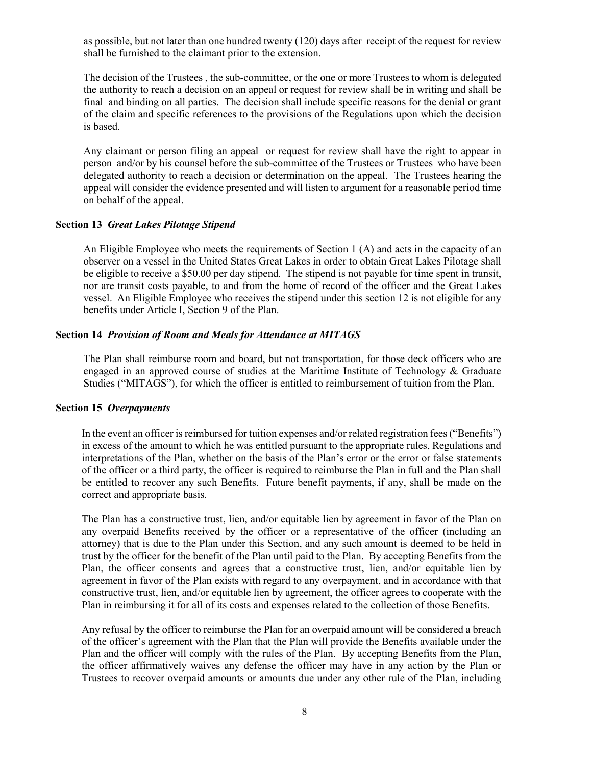as possible, but not later than one hundred twenty (120) days after receipt of the request for review shall be furnished to the claimant prior to the extension.

The decision of the Trustees , the sub-committee, or the one or more Trustees to whom is delegated the authority to reach a decision on an appeal or request for review shall be in writing and shall be final and binding on all parties. The decision shall include specific reasons for the denial or grant of the claim and specific references to the provisions of the Regulations upon which the decision is based.

Any claimant or person filing an appeal or request for review shall have the right to appear in person and/or by his counsel before the sub-committee of the Trustees or Trustees who have been delegated authority to reach a decision or determination on the appeal. The Trustees hearing the appeal will consider the evidence presented and will listen to argument for a reasonable period time on behalf of the appeal.

**Section 13** ***Great Lakes Pilotage Stipend***

An Eligible Employee who meets the requirements of Section 1 (A) and acts in the capacity of an observer on a vessel in the United States Great Lakes in order to obtain Great Lakes Pilotage shall be eligible to receive a $50.00 per day stipend. The stipend is not payable for time spent in transit, nor are transit costs payable, to and from the home of record of the officer and the Great Lakes vessel. An Eligible Employee who receives the stipend under this section 12 is not eligible for any benefits under Article I, Section 9 of the Plan.

**Section 14** ***Provision of Room and Meals for Attendance at MITAGS***

The Plan shall reimburse room and board, but not transportation, for those deck officers who are engaged in an approved course of studies at the Maritime Institute of Technology & Graduate Studies ("MITAGS"), for which the officer is entitled to reimbursement of tuition from the Plan.

**Section 15** ***Overpayments***

In the event an officer is reimbursed for tuition expenses and/or related registration fees ("Benefits") in excess of the amount to which he was entitled pursuant to the appropriate rules, Regulations and interpretations of the Plan, whether on the basis of the Plan's error or the error or false statements of the officer or a third party, the officer is required to reimburse the Plan in full and the Plan shall be entitled to recover any such Benefits. Future benefit payments, if any, shall be made on the correct and appropriate basis.

The Plan has a constructive trust, lien, and/or equitable lien by agreement in favor of the Plan on any overpaid Benefits received by the officer or a representative of the officer (including an attorney) that is due to the Plan under this Section, and any such amount is deemed to be held in trust by the officer for the benefit of the Plan until paid to the Plan. By accepting Benefits from the Plan, the officer consents and agrees that a constructive trust, lien, and/or equitable lien by agreement in favor of the Plan exists with regard to any overpayment, and in accordance with that constructive trust, lien, and/or equitable lien by agreement, the officer agrees to cooperate with the Plan in reimbursing it for all of its costs and expenses related to the collection of those Benefits.

Any refusal by the officer to reimburse the Plan for an overpaid amount will be considered a breach of the officer's agreement with the Plan that the Plan will provide the Benefits available under the Plan and the officer will comply with the rules of the Plan. By accepting Benefits from the Plan, the officer affirmatively waives any defense the officer may have in any action by the Plan or Trustees to recover overpaid amounts or amounts due under any other rule of the Plan, including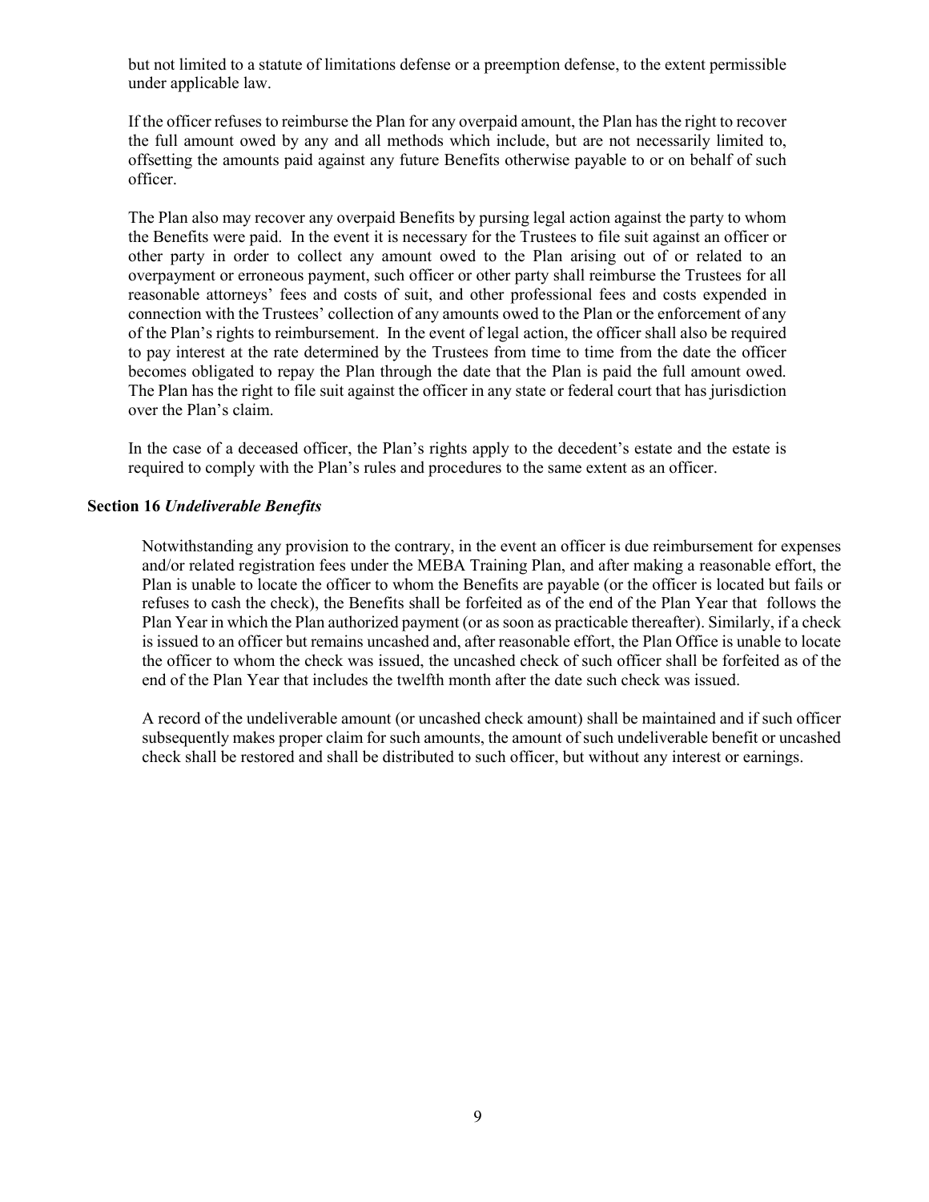but not limited to a statute of limitations defense or a preemption defense, to the extent permissible under applicable law.

If the officer refuses to reimburse the Plan for any overpaid amount, the Plan has the right to recover the full amount owed by any and all methods which include, but are not necessarily limited to, offsetting the amounts paid against any future Benefits otherwise payable to or on behalf of such officer.

The Plan also may recover any overpaid Benefits by pursing legal action against the party to whom the Benefits were paid. In the event it is necessary for the Trustees to file suit against an officer or other party in order to collect any amount owed to the Plan arising out of or related to an overpayment or erroneous payment, such officer or other party shall reimburse the Trustees for all reasonable attorneys' fees and costs of suit, and other professional fees and costs expended in connection with the Trustees' collection of any amounts owed to the Plan or the enforcement of any of the Plan's rights to reimbursement. In the event of legal action, the officer shall also be required to pay interest at the rate determined by the Trustees from time to time from the date the officer becomes obligated to repay the Plan through the date that the Plan is paid the full amount owed. The Plan has the right to file suit against the officer in any state or federal court that has jurisdiction over the Plan's claim.

In the case of a deceased officer, the Plan's rights apply to the decedent's estate and the estate is required to comply with the Plan's rules and procedures to the same extent as an officer.

**Section 16** ***Undeliverable Benefits***

Notwithstanding any provision to the contrary, in the event an officer is due reimbursement for expenses and/or related registration fees under the MEBA Training Plan, and after making a reasonable effort, the Plan is unable to locate the officer to whom the Benefits are payable (or the officer is located but fails or refuses to cash the check), the Benefits shall be forfeited as of the end of the Plan Year that follows the Plan Year in which the Plan authorized payment (or as soon as practicable thereafter). Similarly, if a check is issued to an officer but remains uncashed and, after reasonable effort, the Plan Office is unable to locate the officer to whom the check was issued, the uncashed check of such officer shall be forfeited as of the end of the Plan Year that includes the twelfth month after the date such check was issued.

A record of the undeliverable amount (or uncashed check amount) shall be maintained and if such officer subsequently makes proper claim for such amounts, the amount of such undeliverable benefit or uncashed check shall be restored and shall be distributed to such officer, but without any interest or earnings.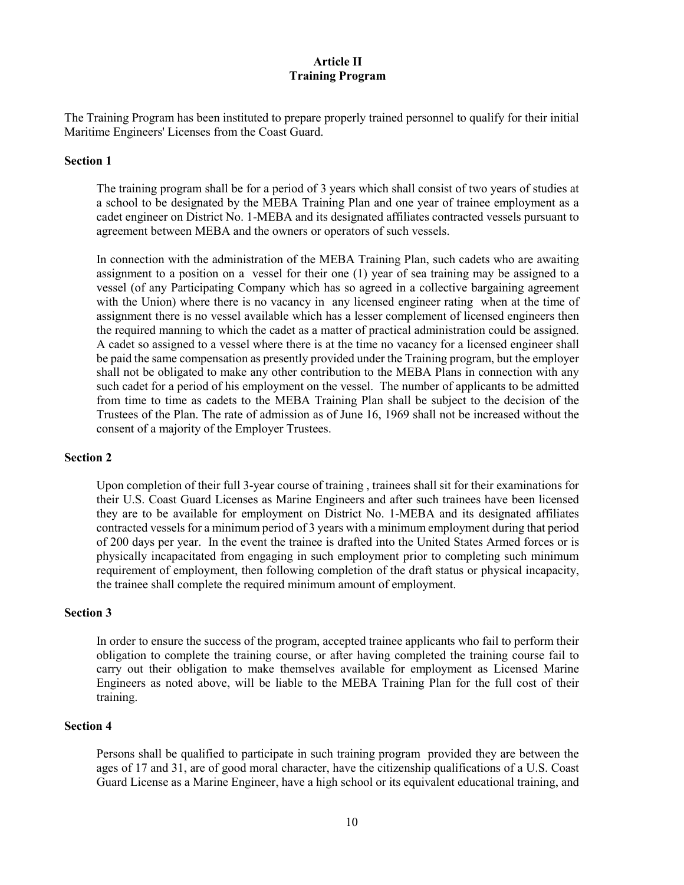## Article II
## Training Program

The Training Program has been instituted to prepare properly trained personnel to qualify for their initial Maritime Engineers' Licenses from the Coast Guard.

### Section 1

The training program shall be for a period of 3 years which shall consist of two years of studies at a school to be designated by the MEBA Training Plan and one year of trainee employment as a cadet engineer on District No. 1-MEBA and its designated affiliates contracted vessels pursuant to agreement between MEBA and the owners or operators of such vessels.

In connection with the administration of the MEBA Training Plan, such cadets who are awaiting assignment to a position on a vessel for their one (1) year of sea training may be assigned to a vessel (of any Participating Company which has so agreed in a collective bargaining agreement with the Union) where there is no vacancy in any licensed engineer rating when at the time of assignment there is no vessel available which has a lesser complement of licensed engineers then the required manning to which the cadet as a matter of practical administration could be assigned. A cadet so assigned to a vessel where there is at the time no vacancy for a licensed engineer shall be paid the same compensation as presently provided under the Training program, but the employer shall not be obligated to make any other contribution to the MEBA Plans in connection with any such cadet for a period of his employment on the vessel. The number of applicants to be admitted from time to time as cadets to the MEBA Training Plan shall be subject to the decision of the Trustees of the Plan. The rate of admission as of June 16, 1969 shall not be increased without the consent of a majority of the Employer Trustees.

### Section 2

Upon completion of their full 3-year course of training , trainees shall sit for their examinations for their U.S. Coast Guard Licenses as Marine Engineers and after such trainees have been licensed they are to be available for employment on District No. 1-MEBA and its designated affiliates contracted vessels for a minimum period of 3 years with a minimum employment during that period of 200 days per year. In the event the trainee is drafted into the United States Armed forces or is physically incapacitated from engaging in such employment prior to completing such minimum requirement of employment, then following completion of the draft status or physical incapacity, the trainee shall complete the required minimum amount of employment.

### Section 3

In order to ensure the success of the program, accepted trainee applicants who fail to perform their obligation to complete the training course, or after having completed the training course fail to carry out their obligation to make themselves available for employment as Licensed Marine Engineers as noted above, will be liable to the MEBA Training Plan for the full cost of their training.

### Section 4

Persons shall be qualified to participate in such training program provided they are between the ages of 17 and 31, are of good moral character, have the citizenship qualifications of a U.S. Coast Guard License as a Marine Engineer, have a high school or its equivalent educational training, and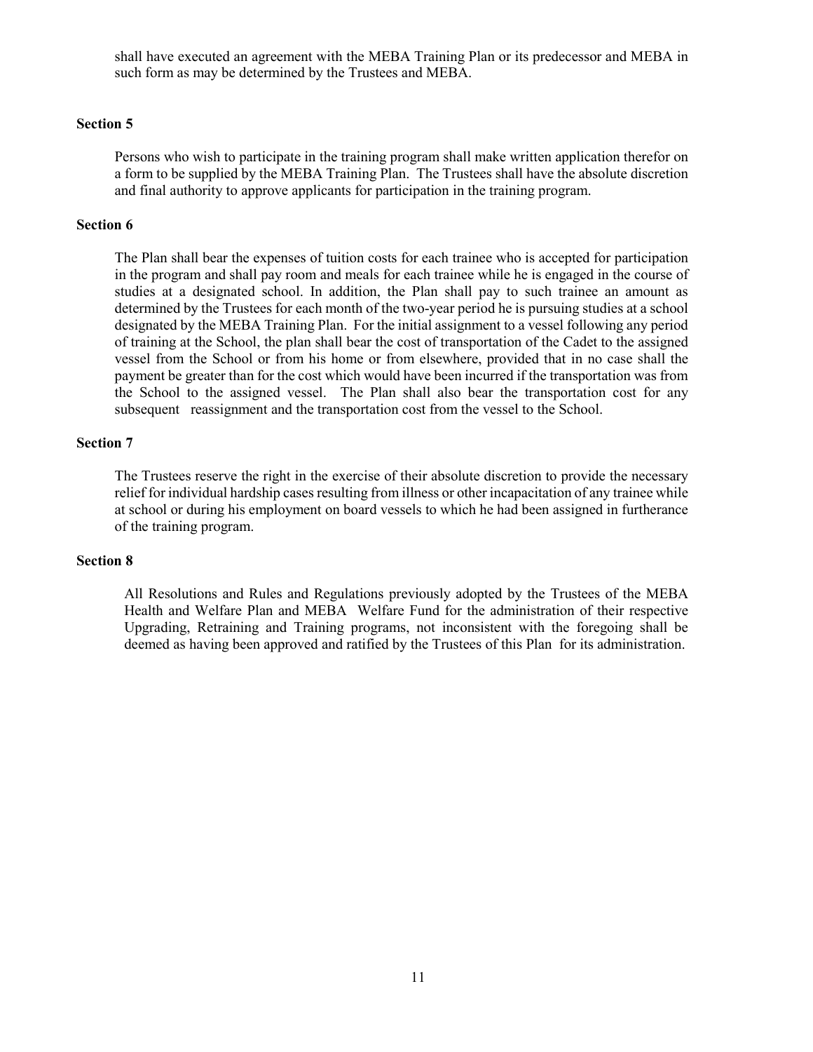shall have executed an agreement with the MEBA Training Plan or its predecessor and MEBA in such form as may be determined by the Trustees and MEBA.

**Section 5**

Persons who wish to participate in the training program shall make written application therefor on a form to be supplied by the MEBA Training Plan. The Trustees shall have the absolute discretion and final authority to approve applicants for participation in the training program.

**Section 6**

The Plan shall bear the expenses of tuition costs for each trainee who is accepted for participation in the program and shall pay room and meals for each trainee while he is engaged in the course of studies at a designated school. In addition, the Plan shall pay to such trainee an amount as determined by the Trustees for each month of the two-year period he is pursuing studies at a school designated by the MEBA Training Plan. For the initial assignment to a vessel following any period of training at the School, the plan shall bear the cost of transportation of the Cadet to the assigned vessel from the School or from his home or from elsewhere, provided that in no case shall the payment be greater than for the cost which would have been incurred if the transportation was from the School to the assigned vessel. The Plan shall also bear the transportation cost for any subsequent reassignment and the transportation cost from the vessel to the School.

**Section 7**

The Trustees reserve the right in the exercise of their absolute discretion to provide the necessary relief for individual hardship cases resulting from illness or other incapacitation of any trainee while at school or during his employment on board vessels to which he had been assigned in furtherance of the training program.

**Section 8**

All Resolutions and Rules and Regulations previously adopted by the Trustees of the MEBA Health and Welfare Plan and MEBA Welfare Fund for the administration of their respective Upgrading, Retraining and Training programs, not inconsistent with the foregoing shall be deemed as having been approved and ratified by the Trustees of this Plan for its administration.